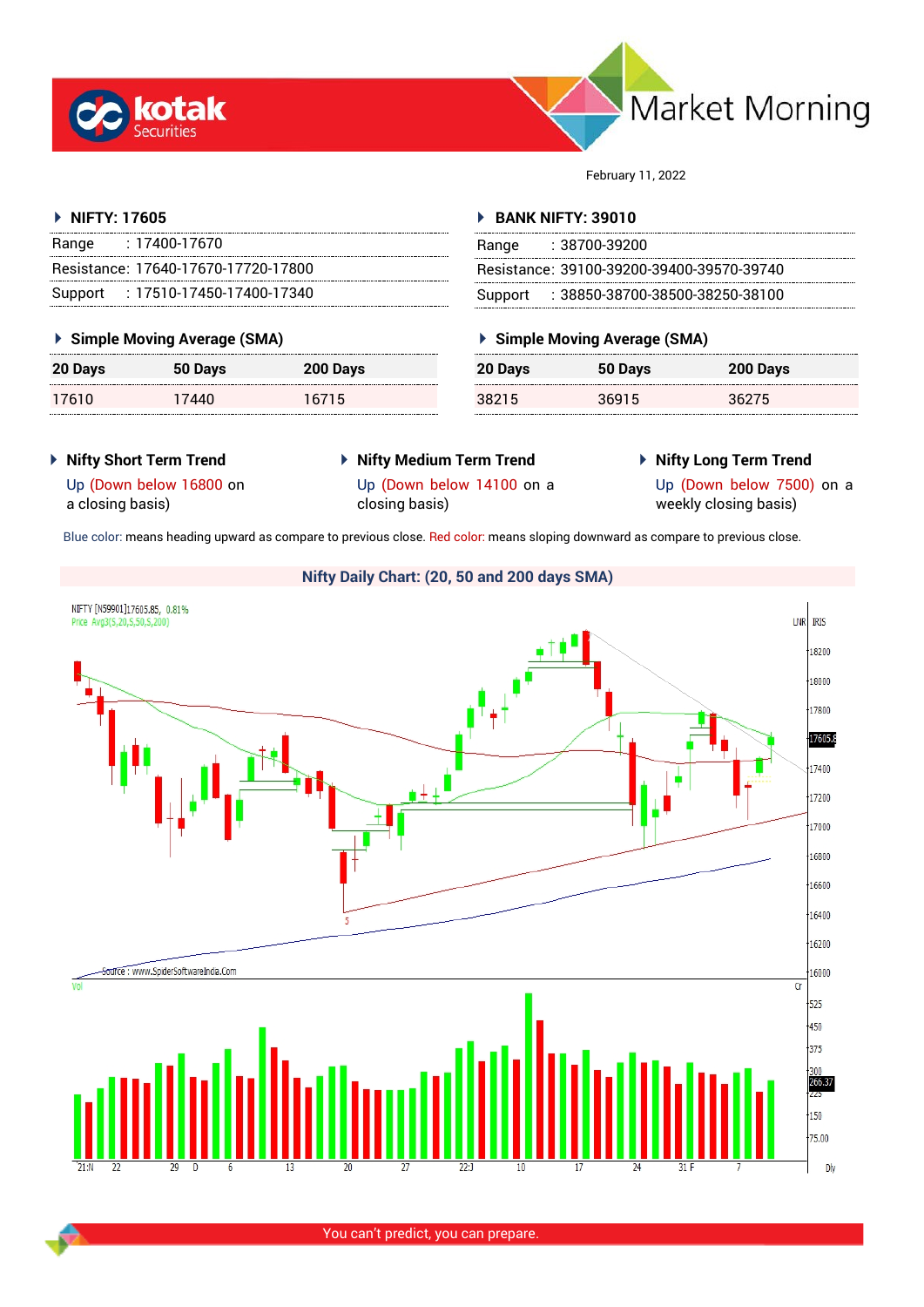# Market Morning

February 11, 2022

## NIFTY: 17605

| | |
|---|---|
| Range | : 17400-17670 |
| Resistance: | 17640-17670-17720-17800 |
| Support | : 17510-17450-17400-17340 |

### Simple Moving Average (SMA)

| 20 Days | 50 Days | 200 Days |
|---|---|---|
| 17610 | 17440 | 16715 |

## BANK NIFTY: 39010

| | |
|---|---|
| Range | : 38700-39200 |
| Resistance: | 39100-39200-39400-39570-39740 |
| Support | : 38850-38700-38500-38250-38100 |

### Simple Moving Average (SMA)

| 20 Days | 50 Days | 200 Days |
|---|---|---|
| 38215 | 36915 | 36275 |

### Nifty Short Term Trend

Up (Down below 16800 on a closing basis)

### Nifty Medium Term Trend

Up (Down below 14100 on a closing basis)

### Nifty Long Term Trend

Up (Down below 7500) on a weekly closing basis)

Blue color: means heading upward as compare to previous close. Red color: means sloping downward as compare to previous close.

### Nifty Daily Chart: (20, 50 and 200 days SMA)

You can't predict, you can prepare.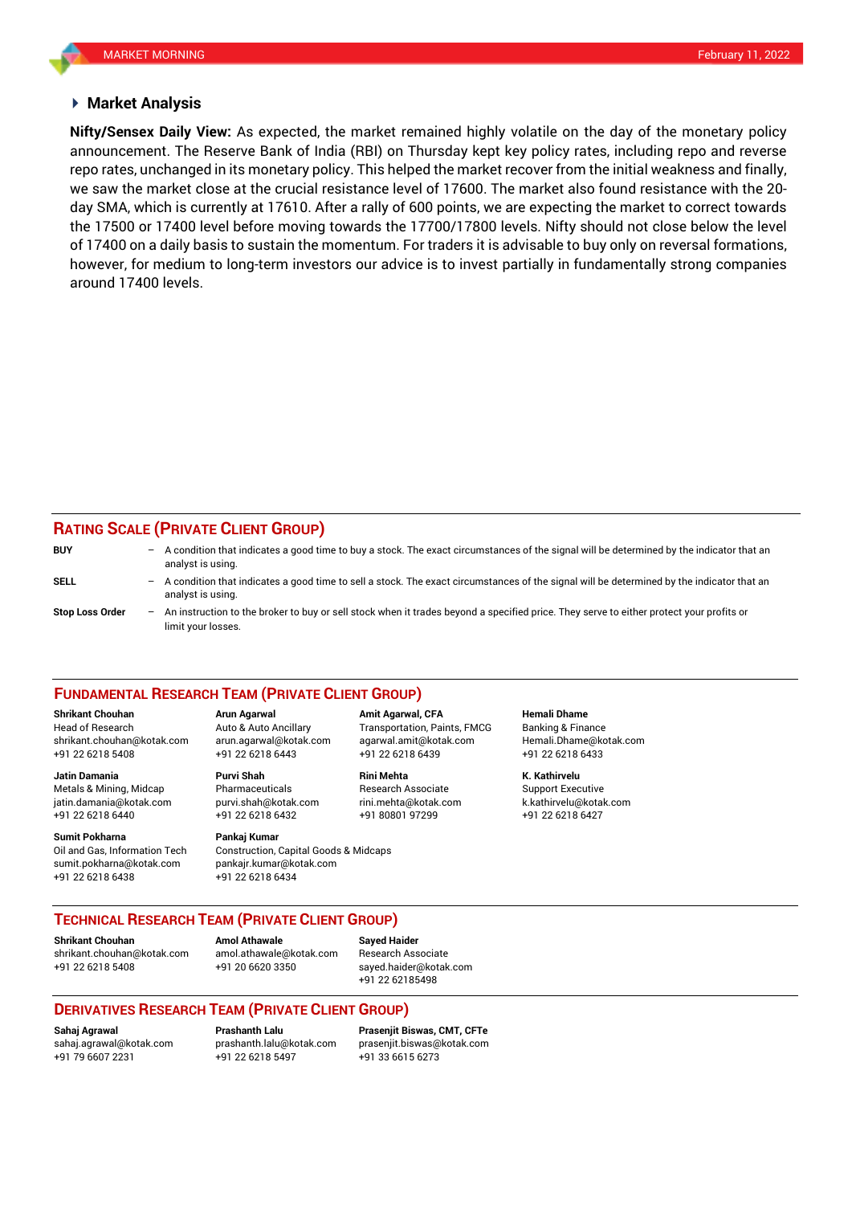## Market Analysis

**Nifty/Sensex Daily View:** As expected, the market remained highly volatile on the day of the monetary policy announcement. The Reserve Bank of India (RBI) on Thursday kept key policy rates, including repo and reverse repo rates, unchanged in its monetary policy. This helped the market recover from the initial weakness and finally, we saw the market close at the crucial resistance level of 17600. The market also found resistance with the 20-day SMA, which is currently at 17610. After a rally of 600 points, we are expecting the market to correct towards the 17500 or 17400 level before moving towards the 17700/17800 levels. Nifty should not close below the level of 17400 on a daily basis to sustain the momentum. For traders it is advisable to buy only on reversal formations, however, for medium to long-term investors our advice is to invest partially in fundamentally strong companies around 17400 levels.

## RATING SCALE (PRIVATE CLIENT GROUP)

**BUY** – A condition that indicates a good time to buy a stock. The exact circumstances of the signal will be determined by the indicator that an analyst is using.

**SELL** – A condition that indicates a good time to sell a stock. The exact circumstances of the signal will be determined by the indicator that an analyst is using.

**Stop Loss Order** – An instruction to the broker to buy or sell stock when it trades beyond a specified price. They serve to either protect your profits or limit your losses.

## FUNDAMENTAL RESEARCH TEAM (PRIVATE CLIENT GROUP)

**Shrikant Chouhan**
Head of Research
shrikant.chouhan@kotak.com
+91 22 6218 5408

**Arun Agarwal**
Auto & Auto Ancillary
arun.agarwal@kotak.com
+91 22 6218 6443

**Amit Agarwal, CFA**
Transportation, Paints, FMCG
agarwal.amit@kotak.com
+91 22 6218 6439

**Hemali Dhame**
Banking & Finance
Hemali.Dhame@kotak.com
+91 22 6218 6433

**Jatin Damania**
Metals & Mining, Midcap
jatin.damania@kotak.com
+91 22 6218 6440

**Purvi Shah**
Pharmaceuticals
purvi.shah@kotak.com
+91 22 6218 6432

**Rini Mehta**
Research Associate
rini.mehta@kotak.com
+91 80801 97299

**K. Kathirvelu**
Support Executive
k.kathirvelu@kotak.com
+91 22 6218 6427

**Sumit Pokharna**
Oil and Gas, Information Tech
sumit.pokharna@kotak.com
+91 22 6218 6438

**Pankaj Kumar**
Construction, Capital Goods & Midcaps
pankajr.kumar@kotak.com
+91 22 6218 6434

## TECHNICAL RESEARCH TEAM (PRIVATE CLIENT GROUP)

**Shrikant Chouhan**
shrikant.chouhan@kotak.com
+91 22 6218 5408

**Amol Athawale**
amol.athawale@kotak.com
+91 20 6620 3350

**Sayed Haider**
Research Associate
sayed.haider@kotak.com
+91 22 62185498

## DERIVATIVES RESEARCH TEAM (PRIVATE CLIENT GROUP)

**Sahaj Agrawal**
sahaj.agrawal@kotak.com
+91 79 6607 2231

**Prashanth Lalu**
prashanth.lalu@kotak.com
+91 22 6218 5497

**Prasenjit Biswas, CMT, CFTe**
prasenjit.biswas@kotak.com
+91 33 6615 6273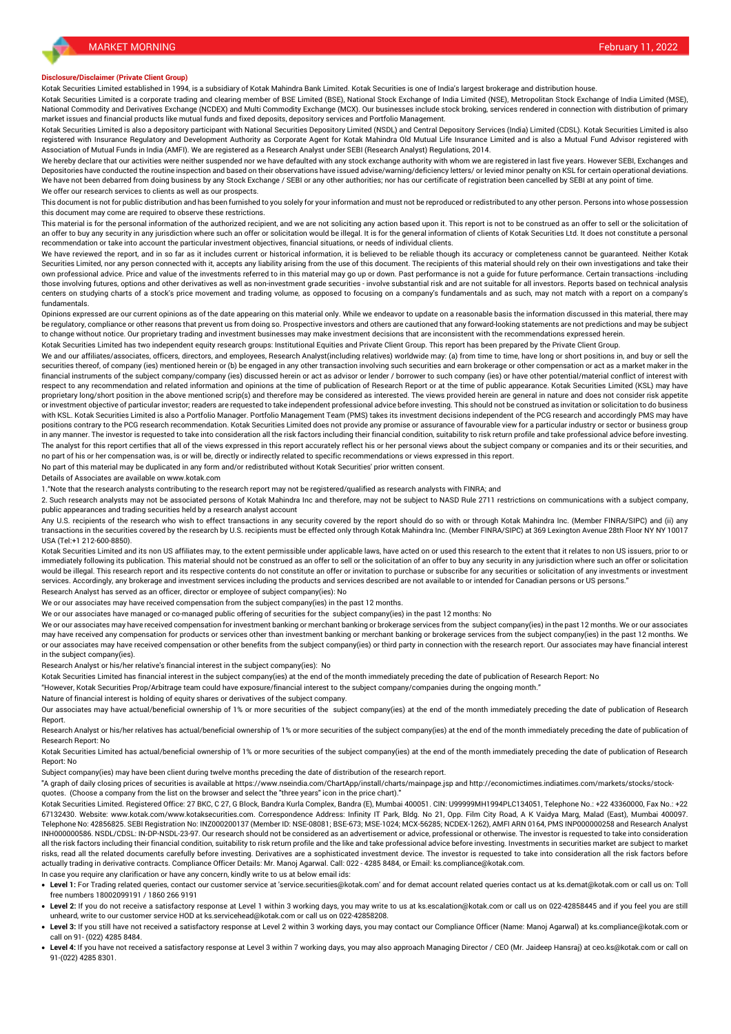**Disclosure/Disclaimer (Private Client Group)**

Kotak Securities Limited established in 1994, is a subsidiary of Kotak Mahindra Bank Limited. Kotak Securities is one of India's largest brokerage and distribution house.

Kotak Securities Limited is a corporate trading and clearing member of BSE Limited (BSE), National Stock Exchange of India Limited (NSE), Metropolitan Stock Exchange of India Limited (MSE), National Commodity and Derivatives Exchange (NCDEX) and Multi Commodity Exchange (MCX). Our businesses include stock broking, services rendered in connection with distribution of primary market issues and financial products like mutual funds and fixed deposits, depository services and Portfolio Management.

Kotak Securities Limited is also a depository participant with National Securities Depository Limited (NSDL) and Central Depository Services (India) Limited (CDSL). Kotak Securities Limited is also registered with Insurance Regulatory and Development Authority as Corporate Agent for Kotak Mahindra Old Mutual Life Insurance Limited and is also a Mutual Fund Advisor registered with Association of Mutual Funds in India (AMFI). We are registered as a Research Analyst under SEBI (Research Analyst) Regulations, 2014.

We hereby declare that our activities were neither suspended nor we have defaulted with any stock exchange authority with whom we are registered in last five years. However SEBI, Exchanges and Depositories have conducted the routine inspection and based on their observations have issued advise/warning/deficiency letters/ or levied minor penalty on KSL for certain operational deviations. We have not been debarred from doing business by any Stock Exchange / SEBI or any other authorities; nor has our certificate of registration been cancelled by SEBI at any point of time.

We offer our research services to clients as well as our prospects.

This document is not for public distribution and has been furnished to you solely for your information and must not be reproduced or redistributed to any other person. Persons into whose possession this document may come are required to observe these restrictions.

This material is for the personal information of the authorized recipient, and we are not soliciting any action based upon it. This report is not to be construed as an offer to sell or the solicitation of an offer to buy any security in any jurisdiction where such an offer or solicitation would be illegal. It is for the general information of clients of Kotak Securities Ltd. It does not constitute a personal recommendation or take into account the particular investment objectives, financial situations, or needs of individual clients.

We have reviewed the report, and in so far as it includes current or historical information, it is believed to be reliable though its accuracy or completeness cannot be guaranteed. Neither Kotak Securities Limited, nor any person connected with it, accepts any liability arising from the use of this document. The recipients of this material should rely on their own investigations and take their own professional advice. Price and value of the investments referred to in this material may go up or down. Past performance is not a guide for future performance. Certain transactions -including those involving futures, options and other derivatives as well as non-investment grade securities - involve substantial risk and are not suitable for all investors. Reports based on technical analysis centers on studying charts of a stock's price movement and trading volume, as opposed to focusing on a company's fundamentals and as such, may not match with a report on a company's fundamentals.

Opinions expressed are our current opinions as of the date appearing on this material only. While we endeavor to update on a reasonable basis the information discussed in this material, there may be regulatory, compliance or other reasons that prevent us from doing so. Prospective investors and others are cautioned that any forward-looking statements are not predictions and may be subject to change without notice. Our proprietary trading and investment businesses may make investment decisions that are inconsistent with the recommendations expressed herein.

Kotak Securities Limited has two independent equity research groups: Institutional Equities and Private Client Group. This report has been prepared by the Private Client Group.

We and our affiliates/associates, officers, directors, and employees, Research Analyst(including relatives) worldwide may: (a) from time to time, have long or short positions in, and buy or sell the securities thereof, of company (ies) mentioned herein or (b) be engaged in any other transaction involving such securities and earn brokerage or other compensation or act as a market maker in the financial instruments of the subject company/company (ies) discussed herein or act as advisor or lender / borrower to such company (ies) or have other potential/material conflict of interest with respect to any recommendation and related information and opinions at the time of publication of Research Report or at the time of public appearance. Kotak Securities Limited (KSL) may have proprietary long/short position in the above mentioned scrip(s) and therefore may be considered as interested. The views provided herein are general in nature and does not consider risk appetite or investment objective of particular investor; readers are requested to take independent professional advice before investing. This should not be construed as invitation or solicitation to do business with KSL. Kotak Securities Limited is also a Portfolio Manager. Portfolio Management Team (PMS) takes its investment decisions independent of the PCG research and accordingly PMS may have positions contrary to the PCG research recommendation. Kotak Securities Limited does not provide any promise or assurance of favourable view for a particular industry or sector or business group in any manner. The investor is requested to take into consideration all the risk factors including their financial condition, suitability to risk return profile and take professional advice before investing.

The analyst for this report certifies that all of the views expressed in this report accurately reflect his or her personal views about the subject company or companies and its or their securities, and no part of his or her compensation was, is or will be, directly or indirectly related to specific recommendations or views expressed in this report.

No part of this material may be duplicated in any form and/or redistributed without Kotak Securities' prior written consent.

Details of Associates are available on www.kotak.com

1."Note that the research analysts contributing to the research report may not be registered/qualified as research analysts with FINRA; and

2. Such research analysts may not be associated persons of Kotak Mahindra Inc and therefore, may not be subject to NASD Rule 2711 restrictions on communications with a subject company, public appearances and trading securities held by a research analyst account

Any U.S. recipients of the research who wish to effect transactions in any security covered by the report should do so with or through Kotak Mahindra Inc. (Member FINRA/SIPC) and (ii) any transactions in the securities covered by the research by U.S. recipients must be effected only through Kotak Mahindra Inc. (Member FINRA/SIPC) at 369 Lexington Avenue 28th Floor NY NY 10017 USA (Tel:+1 212-600-8850).

Kotak Securities Limited and its non US affiliates may, to the extent permissible under applicable laws, have acted on or used this research to the extent that it relates to non US issuers, prior to or immediately following its publication. This material should not be construed as an offer to sell or the solicitation of an offer to buy any security in any jurisdiction where such an offer or solicitation would be illegal. This research report and its respective contents do not constitute an offer or invitation to purchase or subscribe for any securities or solicitation of any investments or investment services. Accordingly, any brokerage and investment services including the products and services described are not available to or intended for Canadian persons or US persons."

Research Analyst has served as an officer, director or employee of subject company(ies): No

We or our associates may have received compensation from the subject company(ies) in the past 12 months.

We or our associates have managed or co-managed public offering of securities for the subject company(ies) in the past 12 months: No

We or our associates may have received compensation for investment banking or merchant banking or brokerage services from the subject company(ies) in the past 12 months. We or our associates may have received any compensation for products or services other than investment banking or merchant banking or brokerage services from the subject company(ies) in the past 12 months. We or our associates may have received compensation or other benefits from the subject company(ies) or third party in connection with the research report. Our associates may have financial interest in the subject company(ies).

Research Analyst or his/her relative's financial interest in the subject company(ies): No

Kotak Securities Limited has financial interest in the subject company(ies) at the end of the month immediately preceding the date of publication of Research Report: No

"However, Kotak Securities Prop/Arbitrage team could have exposure/financial interest to the subject company/companies during the ongoing month."

Nature of financial interest is holding of equity shares or derivatives of the subject company.

Our associates may have actual/beneficial ownership of 1% or more securities of the subject company(ies) at the end of the month immediately preceding the date of publication of Research Report.

Research Analyst or his/her relatives has actual/beneficial ownership of 1% or more securities of the subject company(ies) at the end of the month immediately preceding the date of publication of Research Report: No

Kotak Securities Limited has actual/beneficial ownership of 1% or more securities of the subject company(ies) at the end of the month immediately preceding the date of publication of Research Report: No

Subject company(ies) may have been client during twelve months preceding the date of distribution of the research report.

"A graph of daily closing prices of securities is available at https://www.nseindia.com/ChartApp/install/charts/mainpage.jsp and http://economictimes.indiatimes.com/markets/stocks/stock-quotes. (Choose a company from the list on the browser and select the "three years" icon in the price chart)."

Kotak Securities Limited. Registered Office: 27 BKC, C 27, G Block, Bandra Kurla Complex, Bandra (E), Mumbai 400051. CIN: U99999MH1994PLC134051, Telephone No.: +22 43360000, Fax No.: +22 67132430. Website: www.kotak.com/www.kotaksecurities.com. Correspondence Address: Infinity IT Park, Bldg. No 21, Opp. Film City Road, A K Vaidya Marg, Malad (East), Mumbai 400097. Telephone No: 42856825. SEBI Registration No: INZ000200137 (Member ID: NSE-08081; BSE-673; MSE-1024; MCX-56285; NCDEX-1262), AMFI ARN 0164, PMS INP000000258 and Research Analyst INH000000586. NSDL/CDSL: IN-DP-NSDL-23-97. Our research should not be considered as an advertisement or advice, professional or otherwise. The investor is requested to take into consideration all the risk factors including their financial condition, suitability to risk return profile and the like and take professional advice before investing. Investments in securities market are subject to market risks, read all the related documents carefully before investing. Derivatives are a sophisticated investment device. The investor is requested to take into consideration all the risk factors before actually trading in derivative contracts. Compliance Officer Details: Mr. Manoj Agarwal. Call: 022 - 4285 8484, or Email: ks.compliance@kotak.com.

In case you require any clarification or have any concern, kindly write to us at below email ids:

- **Level 1:** For Trading related queries, contact our customer service at 'service.securities@kotak.com' and for demat account related queries contact us at ks.demat@kotak.com or call us on: Toll free numbers 18002099191 / 1860 266 9191
- **Level 2:** If you do not receive a satisfactory response at Level 1 within 3 working days, you may write to us at ks.escalation@kotak.com or call us on 022-42858445 and if you feel you are still unheard, write to our customer service HOD at ks.servicehead@kotak.com or call us on 022-42858208.
- **Level 3:** If you still have not received a satisfactory response at Level 2 within 3 working days, you may contact our Compliance Officer (Name: Manoj Agarwal) at ks.compliance@kotak.com or call on 91- (022) 4285 8484.
- **Level 4:** If you have not received a satisfactory response at Level 3 within 7 working days, you may also approach Managing Director / CEO (Mr. Jaideep Hansraj) at ceo.ks@kotak.com or call on 91-(022) 4285 8301.